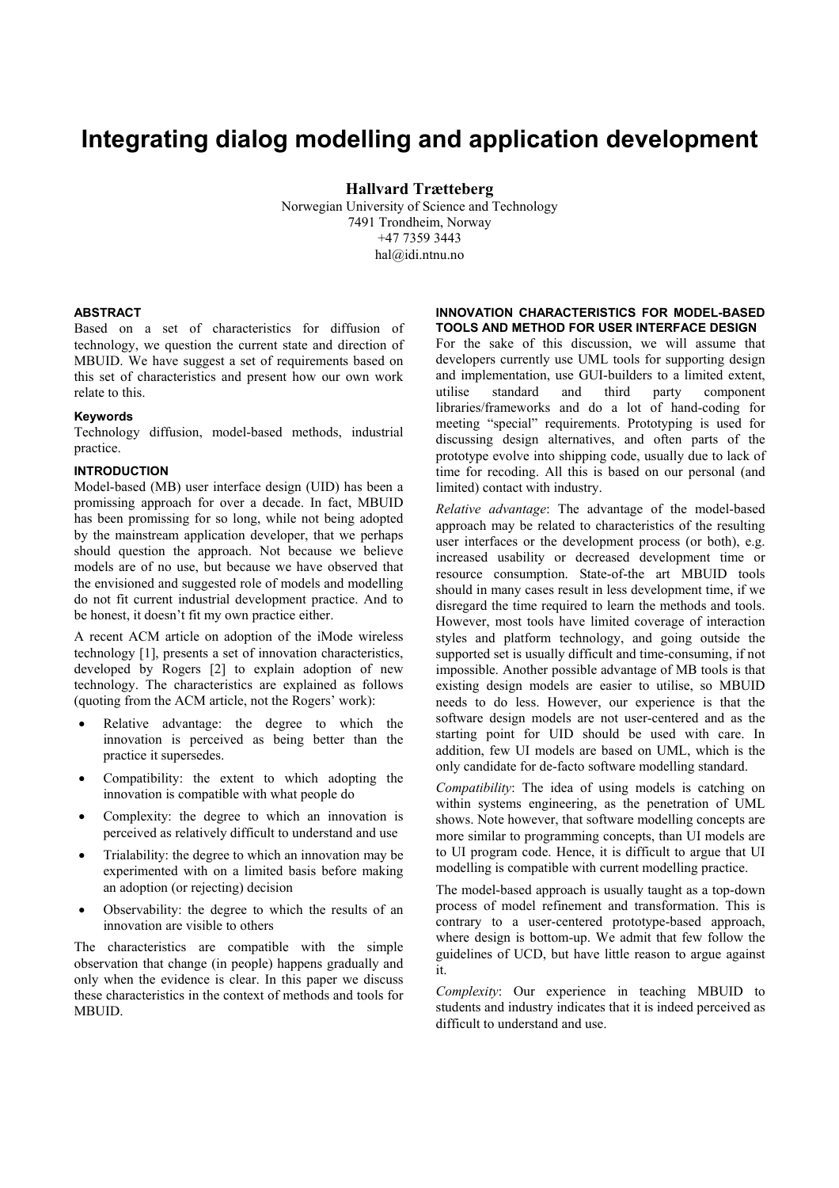# Integrating dialog modelling and application development

**Hallvard Trætteberg**
Norwegian University of Science and Technology
7491 Trondheim, Norway
+47 7359 3443
hal@idi.ntnu.no

## ABSTRACT

Based on a set of characteristics for diffusion of technology, we question the current state and direction of MBUID. We have suggest a set of requirements based on this set of characteristics and present how our own work relate to this.

### Keywords

Technology diffusion, model-based methods, industrial practice.

## INTRODUCTION

Model-based (MB) user interface design (UID) has been a promising approach for over a decade. In fact, MBUID has been promising for so long, while not being adopted by the mainstream application developer, that we perhaps should question the approach. Not because we believe models are of no use, but because we have observed that the envisioned and suggested role of models and modelling do not fit current industrial development practice. And to be honest, it doesn't fit my own practice either.

A recent ACM article on adoption of the iMode wireless technology [1], presents a set of innovation characteristics, developed by Rogers [2] to explain adoption of new technology. The characteristics are explained as follows (quoting from the ACM article, not the Rogers' work):

- Relative advantage: the degree to which the innovation is perceived as being better than the practice it supersedes.
- Compatibility: the extent to which adopting the innovation is compatible with what people do
- Complexity: the degree to which an innovation is perceived as relatively difficult to understand and use
- Trialability: the degree to which an innovation may be experimented with on a limited basis before making an adoption (or rejecting) decision
- Observability: the degree to which the results of an innovation are visible to others

The characteristics are compatible with the simple observation that change (in people) happens gradually and only when the evidence is clear. In this paper we discuss these characteristics in the context of methods and tools for MBUID.

## INNOVATION CHARACTERISTICS FOR MODEL-BASED TOOLS AND METHOD FOR USER INTERFACE DESIGN

For the sake of this discussion, we will assume that developers currently use UML tools for supporting design and implementation, use GUI-builders to a limited extent, utilise standard and third party component libraries/frameworks and do a lot of hand-coding for meeting "special" requirements. Prototyping is used for discussing design alternatives, and often parts of the prototype evolve into shipping code, usually due to lack of time for recoding. All this is based on our personal (and limited) contact with industry.

*Relative advantage*: The advantage of the model-based approach may be related to characteristics of the resulting user interfaces or the development process (or both), e.g. increased usability or decreased development time or resource consumption. State-of-the art MBUID tools should in many cases result in less development time, if we disregard the time required to learn the methods and tools. However, most tools have limited coverage of interaction styles and platform technology, and going outside the supported set is usually difficult and time-consuming, if not impossible. Another possible advantage of MB tools is that existing design models are easier to utilise, so MBUID needs to do less. However, our experience is that the software design models are not user-centered and as the starting point for UID should be used with care. In addition, few UI models are based on UML, which is the only candidate for de-facto software modelling standard.

*Compatibility*: The idea of using models is catching on within systems engineering, as the penetration of UML shows. Note however, that software modelling concepts are more similar to programming concepts, than UI models are to UI program code. Hence, it is difficult to argue that UI modelling is compatible with current modelling practice.

The model-based approach is usually taught as a top-down process of model refinement and transformation. This is contrary to a user-centered prototype-based approach, where design is bottom-up. We admit that few follow the guidelines of UCD, but have little reason to argue against it.

*Complexity*: Our experience in teaching MBUID to students and industry indicates that it is indeed perceived as difficult to understand and use.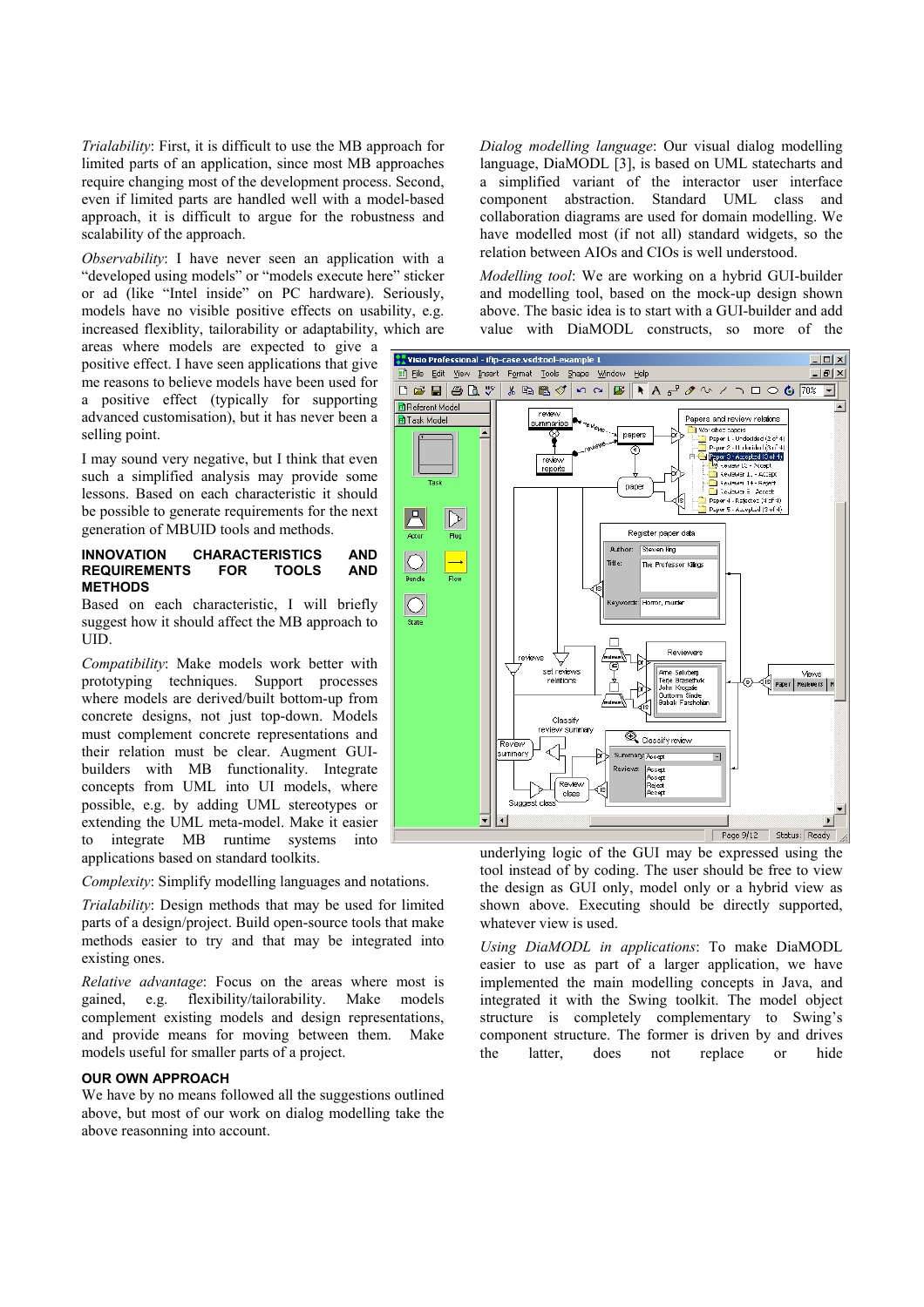*Trialability*: First, it is difficult to use the MB approach for limited parts of an application, since most MB approaches require changing most of the development process. Second, even if limited parts are handled well with a model-based approach, it is difficult to argue for the robustness and scalability of the approach.

*Observability*: I have never seen an application with a "developed using models" or "models execute here" sticker or ad (like "Intel inside" on PC hardware). Seriously, models have no visible positive effects on usability, e.g. increased flexiblity, tailorability or adaptability, which are areas where models are expected to give a positive effect. I have seen applications that give me reasons to believe models have been used for a positive effect (typically for supporting advanced customisation), but it has never been a selling point.

I may sound very negative, but I think that even such a simplified analysis may provide some lessons. Based on each characteristic it should be possible to generate requirements for the next generation of MBUID tools and methods.

## INNOVATION CHARACTERISTICS AND REQUIREMENTS FOR TOOLS AND METHODS

Based on each characteristic, I will briefly suggest how it should affect the MB approach to UID.

*Compatibility*: Make models work better with prototyping techniques. Support processes where models are derived/built bottom-up from concrete designs, not just top-down. Models must complement concrete representations and their relation must be clear. Augment GUI-builders with MB functionality. Integrate concepts from UML into UI models, where possible, e.g. by adding UML stereotypes or extending the UML meta-model. Make it easier to integrate MB runtime systems into applications based on standard toolkits.

*Complexity*: Simplify modelling languages and notations.

*Trialability*: Design methods that may be used for limited parts of a design/project. Build open-source tools that make methods easier to try and that may be integrated into existing ones.

*Relative advantage*: Focus on the areas where most is gained, e.g. flexibility/tailorability. Make models complement existing models and design representations, and provide means for moving between them. Make models useful for smaller parts of a project.

## OUR OWN APPROACH

We have by no means followed all the suggestions outlined above, but most of our work on dialog modelling take the above reasonning into account.

*Dialog modelling language*: Our visual dialog modelling language, DiaMODL [3], is based on UML statecharts and a simplified variant of the interactor user interface component abstraction. Standard UML class and collaboration diagrams are used for domain modelling. We have modelled most (if not all) standard widgets, so the relation between AIOs and CIOs is well understood.

*Modelling tool*: We are working on a hybrid GUI-builder and modelling tool, based on the mock-up design shown above. The basic idea is to start with a GUI-builder and add value with DiaMODL constructs, so more of the underlying logic of the GUI may be expressed using the tool instead of by coding. The user should be free to view the design as GUI only, model only or a hybrid view as shown above. Executing should be directly supported, whatever view is used.

*Using DiaMODL in applications*: To make DiaMODL easier to use as part of a larger application, we have implemented the main modelling concepts in Java, and integrated it with the Swing toolkit. The model object structure is completely complementary to Swing's component structure. The former is driven by and drives the latter, does not replace or hide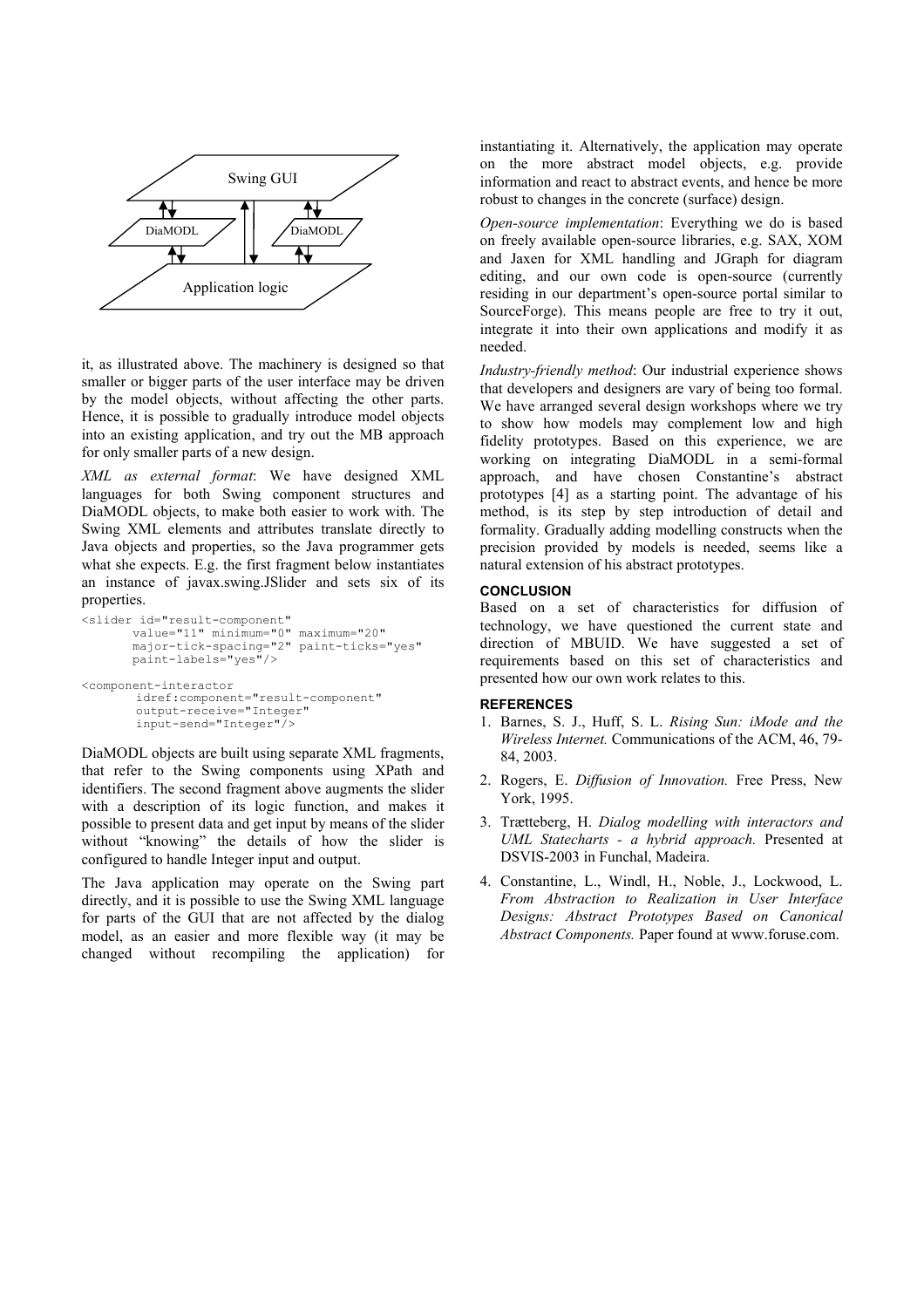Swing GUI

DiaMODL

DiaMODL

Application logic

it, as illustrated above. The machinery is designed so that smaller or bigger parts of the user interface may be driven by the model objects, without affecting the other parts. Hence, it is possible to gradually introduce model objects into an existing application, and try out the MB approach for only smaller parts of a new design.

*XML as external format*: We have designed XML languages for both Swing component structures and DiaMODL objects, to make both easier to work with. The Swing XML elements and attributes translate directly to Java objects and properties, so the Java programmer gets what she expects. E.g. the first fragment below instantiates an instance of javax.swing.JSlider and sets six of its properties.

```
<slider id="result-component"
       value="11" minimum="0" maximum="20"
       major-tick-spacing="2" paint-ticks="yes"
       paint-labels="yes"/>

<component-interactor
        idref:component="result-component"
        output-receive="Integer"
        input-send="Integer"/>
```

DiaMODL objects are built using separate XML fragments, that refer to the Swing components using XPath and identifiers. The second fragment above augments the slider with a description of its logic function, and makes it possible to present data and get input by means of the slider without "knowing" the details of how the slider is configured to handle Integer input and output.

The Java application may operate on the Swing part directly, and it is possible to use the Swing XML language for parts of the GUI that are not affected by the dialog model, as an easier and more flexible way (it may be changed without recompiling the application) for instantiating it. Alternatively, the application may operate on the more abstract model objects, e.g. provide information and react to abstract events, and hence be more robust to changes in the concrete (surface) design.

*Open-source implementation*: Everything we do is based on freely available open-source libraries, e.g. SAX, XOM and Jaxen for XML handling and JGraph for diagram editing, and our own code is open-source (currently residing in our department's open-source portal similar to SourceForge). This means people are free to try it out, integrate it into their own applications and modify it as needed.

*Industry-friendly method*: Our industrial experience shows that developers and designers are vary of being too formal. We have arranged several design workshops where we try to show how models may complement low and high fidelity prototypes. Based on this experience, we are working on integrating DiaMODL in a semi-formal approach, and have chosen Constantine's abstract prototypes [4] as a starting point. The advantage of his method, is its step by step introduction of detail and formality. Gradually adding modelling constructs when the precision provided by models is needed, seems like a natural extension of his abstract prototypes.

## CONCLUSION

Based on a set of characteristics for diffusion of technology, we have questioned the current state and direction of MBUID. We have suggested a set of requirements based on this set of characteristics and presented how our own work relates to this.

## REFERENCES

1. Barnes, S. J., Huff, S. L. *Rising Sun: iMode and the Wireless Internet.* Communications of the ACM, 46, 79-84, 2003.
2. Rogers, E. *Diffusion of Innovation.* Free Press, New York, 1995.
3. Trætteberg, H. *Dialog modelling with interactors and UML Statecharts - a hybrid approach.* Presented at DSVIS-2003 in Funchal, Madeira.
4. Constantine, L., Windl, H., Noble, J., Lockwood, L. *From Abstraction to Realization in User Interface Designs: Abstract Prototypes Based on Canonical Abstract Components.* Paper found at www.foruse.com.